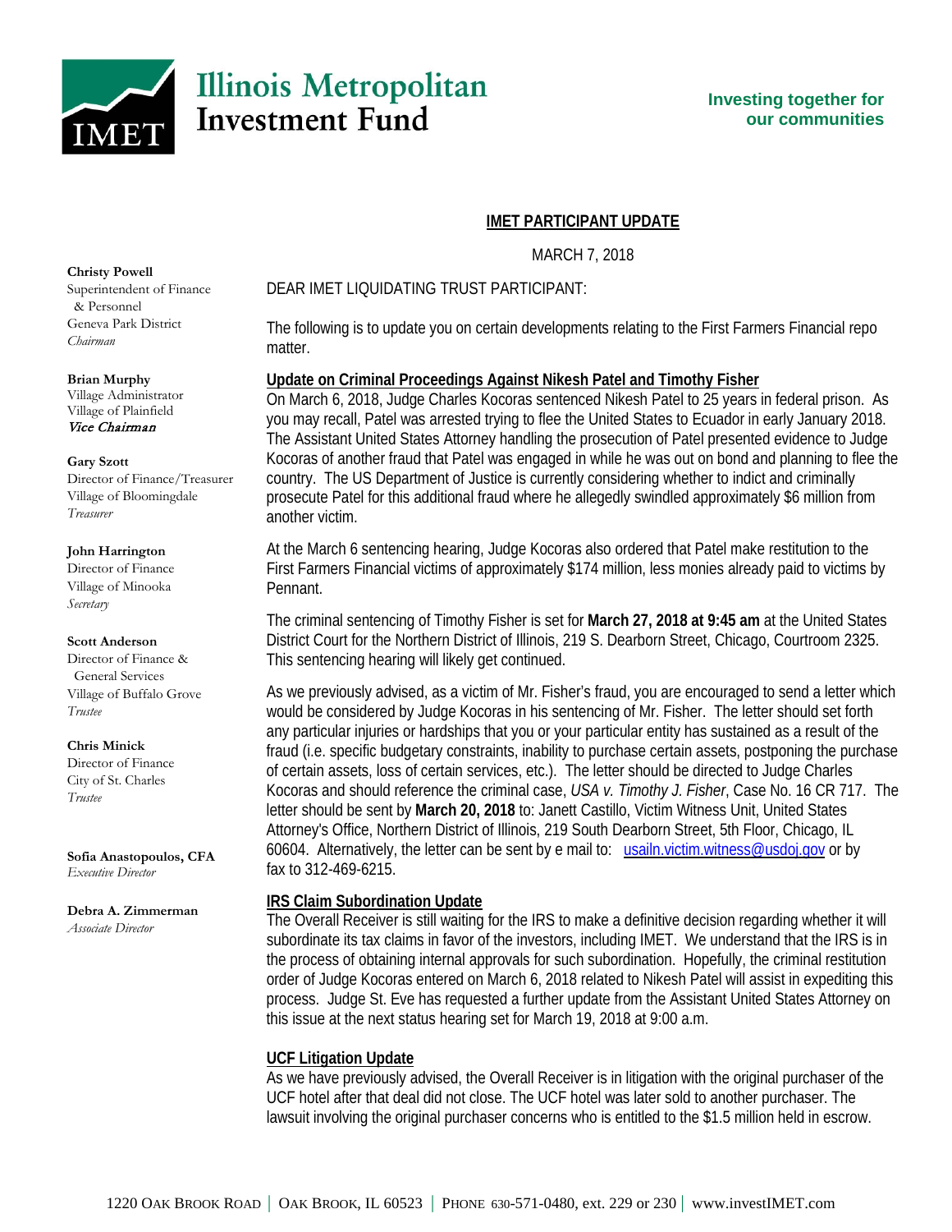# Illinois Metropolitan Investment Fund

**Investing together for our communities**

**Christy Powell**
Superintendent of Finance & Personnel
Geneva Park District
*Chairman*

**Brian Murphy**
Village Administrator
Village of Plainfield
*Vice Chairman*

**Gary Szott**
Director of Finance/Treasurer
Village of Bloomingdale
*Treasurer*

**John Harrington**
Director of Finance
Village of Minooka
*Secretary*

**Scott Anderson**
Director of Finance & General Services
Village of Buffalo Grove
*Trustee*

**Chris Minick**
Director of Finance
City of St. Charles
*Trustee*

**Sofia Anastopoulos, CFA**
*Executive Director*

**Debra A. Zimmerman**
*Associate Director*

## IMET PARTICIPANT UPDATE

MARCH 7, 2018

DEAR IMET LIQUIDATING TRUST PARTICIPANT:

The following is to update you on certain developments relating to the First Farmers Financial repo matter.

### Update on Criminal Proceedings Against Nikesh Patel and Timothy Fisher

On March 6, 2018, Judge Charles Kocoras sentenced Nikesh Patel to 25 years in federal prison. As you may recall, Patel was arrested trying to flee the United States to Ecuador in early January 2018. The Assistant United States Attorney handling the prosecution of Patel presented evidence to Judge Kocoras of another fraud that Patel was engaged in while he was out on bond and planning to flee the country. The US Department of Justice is currently considering whether to indict and criminally prosecute Patel for this additional fraud where he allegedly swindled approximately $6 million from another victim.

At the March 6 sentencing hearing, Judge Kocoras also ordered that Patel make restitution to the First Farmers Financial victims of approximately $174 million, less monies already paid to victims by Pennant.

The criminal sentencing of Timothy Fisher is set for **March 27, 2018 at 9:45 am** at the United States District Court for the Northern District of Illinois, 219 S. Dearborn Street, Chicago, Courtroom 2325. This sentencing hearing will likely get continued.

As we previously advised, as a victim of Mr. Fisher's fraud, you are encouraged to send a letter which would be considered by Judge Kocoras in his sentencing of Mr. Fisher. The letter should set forth any particular injuries or hardships that you or your particular entity has sustained as a result of the fraud (i.e. specific budgetary constraints, inability to purchase certain assets, postponing the purchase of certain assets, loss of certain services, etc.). The letter should be directed to Judge Charles Kocoras and should reference the criminal case, *USA v. Timothy J. Fisher*, Case No. 16 CR 717. The letter should be sent by **March 20, 2018** to: Janett Castillo, Victim Witness Unit, United States Attorney's Office, Northern District of Illinois, 219 South Dearborn Street, 5th Floor, Chicago, IL 60604. Alternatively, the letter can be sent by e mail to: usailn.victim.witness@usdoj.gov or by fax to 312-469-6215.

### IRS Claim Subordination Update

The Overall Receiver is still waiting for the IRS to make a definitive decision regarding whether it will subordinate its tax claims in favor of the investors, including IMET. We understand that the IRS is in the process of obtaining internal approvals for such subordination. Hopefully, the criminal restitution order of Judge Kocoras entered on March 6, 2018 related to Nikesh Patel will assist in expediting this process. Judge St. Eve has requested a further update from the Assistant United States Attorney on this issue at the next status hearing set for March 19, 2018 at 9:00 a.m.

### UCF Litigation Update

As we have previously advised, the Overall Receiver is in litigation with the original purchaser of the UCF hotel after that deal did not close. The UCF hotel was later sold to another purchaser. The lawsuit involving the original purchaser concerns who is entitled to the $1.5 million held in escrow.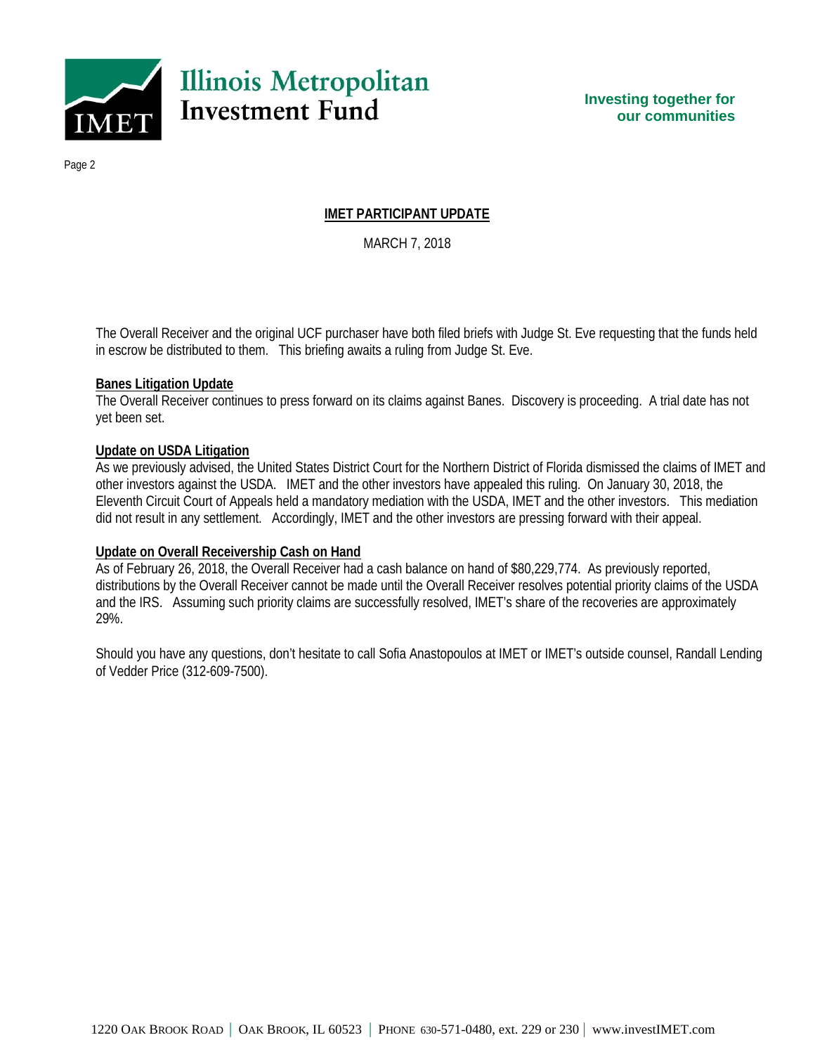**IMET PARTICIPANT UPDATE**

MARCH 7, 2018

The Overall Receiver and the original UCF purchaser have both filed briefs with Judge St. Eve requesting that the funds held in escrow be distributed to them. This briefing awaits a ruling from Judge St. Eve.

**Banes Litigation Update**

The Overall Receiver continues to press forward on its claims against Banes. Discovery is proceeding. A trial date has not yet been set.

**Update on USDA Litigation**

As we previously advised, the United States District Court for the Northern District of Florida dismissed the claims of IMET and other investors against the USDA. IMET and the other investors have appealed this ruling. On January 30, 2018, the Eleventh Circuit Court of Appeals held a mandatory mediation with the USDA, IMET and the other investors. This mediation did not result in any settlement. Accordingly, IMET and the other investors are pressing forward with their appeal.

**Update on Overall Receivership Cash on Hand**

As of February 26, 2018, the Overall Receiver had a cash balance on hand of $80,229,774. As previously reported, distributions by the Overall Receiver cannot be made until the Overall Receiver resolves potential priority claims of the USDA and the IRS. Assuming such priority claims are successfully resolved, IMET's share of the recoveries are approximately 29%.

Should you have any questions, don't hesitate to call Sofia Anastopoulos at IMET or IMET's outside counsel, Randall Lending of Vedder Price (312-609-7500).